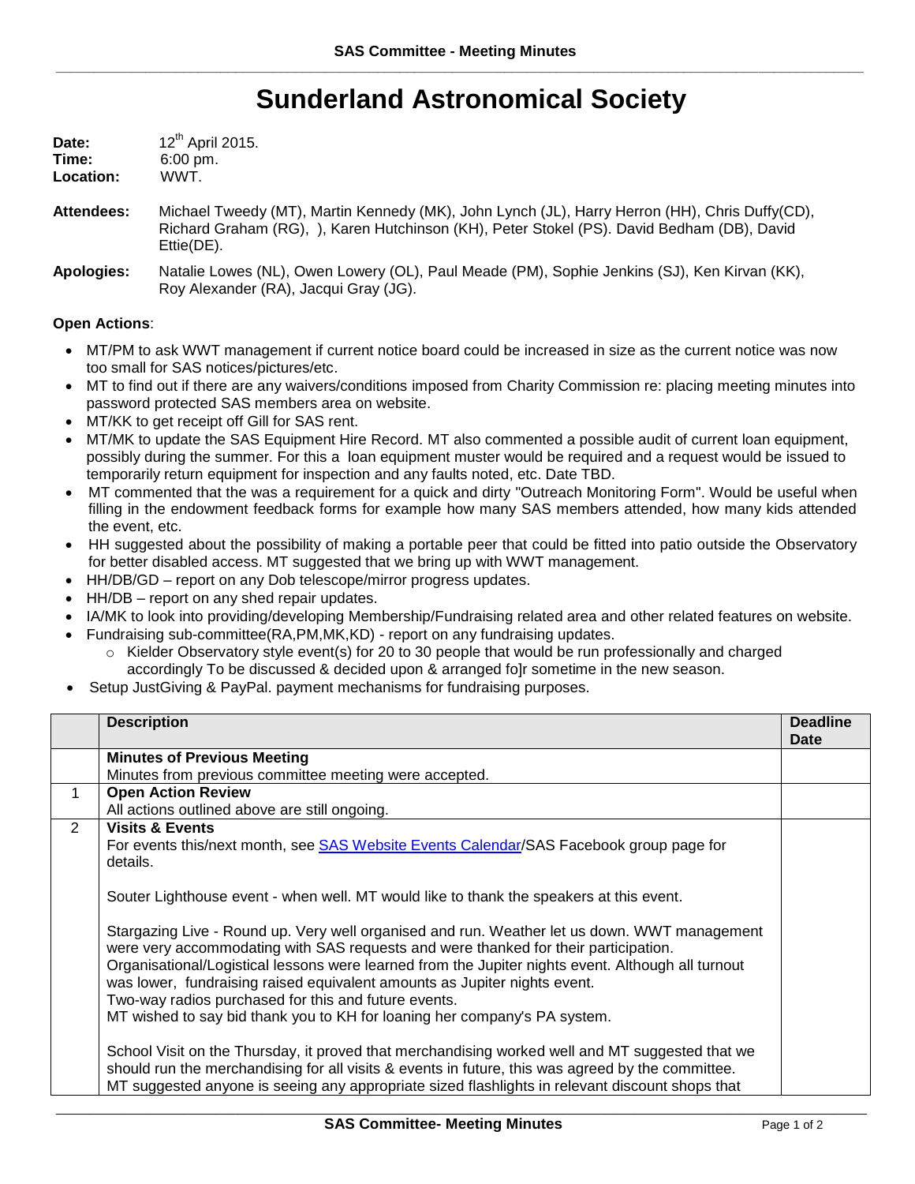# Sunderland Astronomical Society

**Date:** 12th April 2015.
**Time:** 6:00 pm.
**Location:** WWT.

**Attendees:** Michael Tweedy (MT), Martin Kennedy (MK), John Lynch (JL), Harry Herron (HH), Chris Duffy(CD), Richard Graham (RG), ), Karen Hutchinson (KH), Peter Stokel (PS). David Bedham (DB), David Ettie(DE).

**Apologies:** Natalie Lowes (NL), Owen Lowery (OL), Paul Meade (PM), Sophie Jenkins (SJ), Ken Kirvan (KK), Roy Alexander (RA), Jacqui Gray (JG).

**Open Actions**:

- MT/PM to ask WWT management if current notice board could be increased in size as the current notice was now too small for SAS notices/pictures/etc.
- MT to find out if there are any waivers/conditions imposed from Charity Commission re: placing meeting minutes into password protected SAS members area on website.
- MT/KK to get receipt off Gill for SAS rent.
- MT/MK to update the SAS Equipment Hire Record. MT also commented a possible audit of current loan equipment, possibly during the summer. For this a loan equipment muster would be required and a request would be issued to temporarily return equipment for inspection and any faults noted, etc. Date TBD.
- MT commented that the was a requirement for a quick and dirty "Outreach Monitoring Form". Would be useful when filling in the endowment feedback forms for example how many SAS members attended, how many kids attended the event, etc.
- HH suggested about the possibility of making a portable peer that could be fitted into patio outside the Observatory for better disabled access. MT suggested that we bring up with WWT management.
- HH/DB/GD – report on any Dob telescope/mirror progress updates.
- HH/DB – report on any shed repair updates.
- IA/MK to look into providing/developing Membership/Fundraising related area and other related features on website.
- Fundraising sub-committee(RA,PM,MK,KD) - report on any fundraising updates.
  - Kielder Observatory style event(s) for 20 to 30 people that would be run professionally and charged accordingly To be discussed & decided upon & arranged fo]r sometime in the new season.
- Setup JustGiving & PayPal. payment mechanisms for fundraising purposes.

| | Description | Deadline Date |
|---|---|---|
| | **Minutes of Previous Meeting**<br>Minutes from previous committee meeting were accepted. | |
| 1 | **Open Action Review**<br>All actions outlined above are still ongoing. | |
| 2 | **Visits & Events**<br>For events this/next month, see SAS Website Events Calendar/SAS Facebook group page for details.<br><br>Souter Lighthouse event - when well. MT would like to thank the speakers at this event.<br><br>Stargazing Live - Round up. Very well organised and run. Weather let us down. WWT management were very accommodating with SAS requests and were thanked for their participation. Organisational/Logistical lessons were learned from the Jupiter nights event. Although all turnout was lower, fundraising raised equivalent amounts as Jupiter nights event.<br>Two-way radios purchased for this and future events.<br>MT wished to say bid thank you to KH for loaning her company's PA system.<br><br>School Visit on the Thursday, it proved that merchandising worked well and MT suggested that we should run the merchandising for all visits & events in future, this was agreed by the committee.<br>MT suggested anyone is seeing any appropriate sized flashlights in relevant discount shops that | |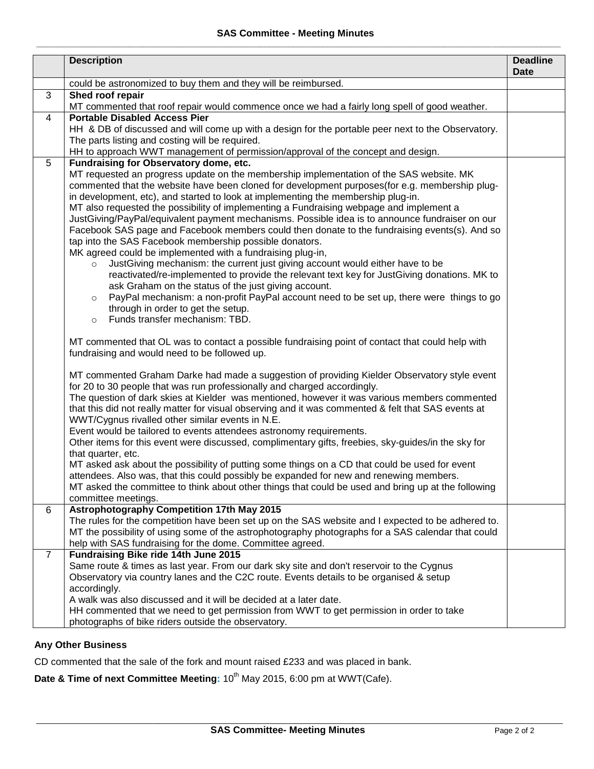| | Description | Deadline Date |
|---|---|---|
| | could be astronomized to buy them and they will be reimbursed. | |
| 3 | **Shed roof repair**<br>MT commented that roof repair would commence once we had a fairly long spell of good weather. | |
| 4 | **Portable Disabled Access Pier**<br>HH & DB of discussed and will come up with a design for the portable peer next to the Observatory. The parts listing and costing will be required.<br>HH to approach WWT management of permission/approval of the concept and design. | |
| 5 | **Fundraising for Observatory dome, etc.**<br>MT requested an progress update on the membership implementation of the SAS website. MK commented that the website have been cloned for development purposes(for e.g. membership plug-in development, etc), and started to look at implementing the membership plug-in.<br>MT also requested the possibility of implementing a Fundraising webpage and implement a JustGiving/PayPal/equivalent payment mechanisms. Possible idea is to announce fundraiser on our Facebook SAS page and Facebook members could then donate to the fundraising events(s). And so tap into the SAS Facebook membership possible donators.<br>MK agreed could be implemented with a fundraising plug-in,<br>◦ JustGiving mechanism: the current just giving account would either have to be reactivated/re-implemented to provide the relevant text key for JustGiving donations. MK to ask Graham on the status of the just giving account.<br>◦ PayPal mechanism: a non-profit PayPal account need to be set up, there were things to go through in order to get the setup.<br>◦ Funds transfer mechanism: TBD.<br><br>MT commented that OL was to contact a possible fundraising point of contact that could help with fundraising and would need to be followed up.<br><br>MT commented Graham Darke had made a suggestion of providing Kielder Observatory style event for 20 to 30 people that was run professionally and charged accordingly.<br>The question of dark skies at Kielder was mentioned, however it was various members commented that this did not really matter for visual observing and it was commented & felt that SAS events at WWT/Cygnus rivalled other similar events in N.E.<br>Event would be tailored to events attendees astronomy requirements.<br>Other items for this event were discussed, complimentary gifts, freebies, sky-guides/in the sky for that quarter, etc.<br>MT asked ask about the possibility of putting some things on a CD that could be used for event attendees. Also was, that this could possibly be expanded for new and renewing members.<br>MT asked the committee to think about other things that could be used and bring up at the following committee meetings. | |
| 6 | **Astrophotography Competition 17th May 2015**<br>The rules for the competition have been set up on the SAS website and I expected to be adhered to.<br>MT the possibility of using some of the astrophotography photographs for a SAS calendar that could help with SAS fundraising for the dome. Committee agreed. | |
| 7 | **Fundraising Bike ride 14th June 2015**<br>Same route & times as last year. From our dark sky site and don't reservoir to the Cygnus Observatory via country lanes and the C2C route. Events details to be organised & setup accordingly.<br>A walk was also discussed and it will be decided at a later date.<br>HH commented that we need to get permission from WWT to get permission in order to take photographs of bike riders outside the observatory. | |

**Any Other Business**

CD commented that the sale of the fork and mount raised £233 and was placed in bank.

**Date & Time of next Committee Meeting:** 10th May 2015, 6:00 pm at WWT(Cafe).